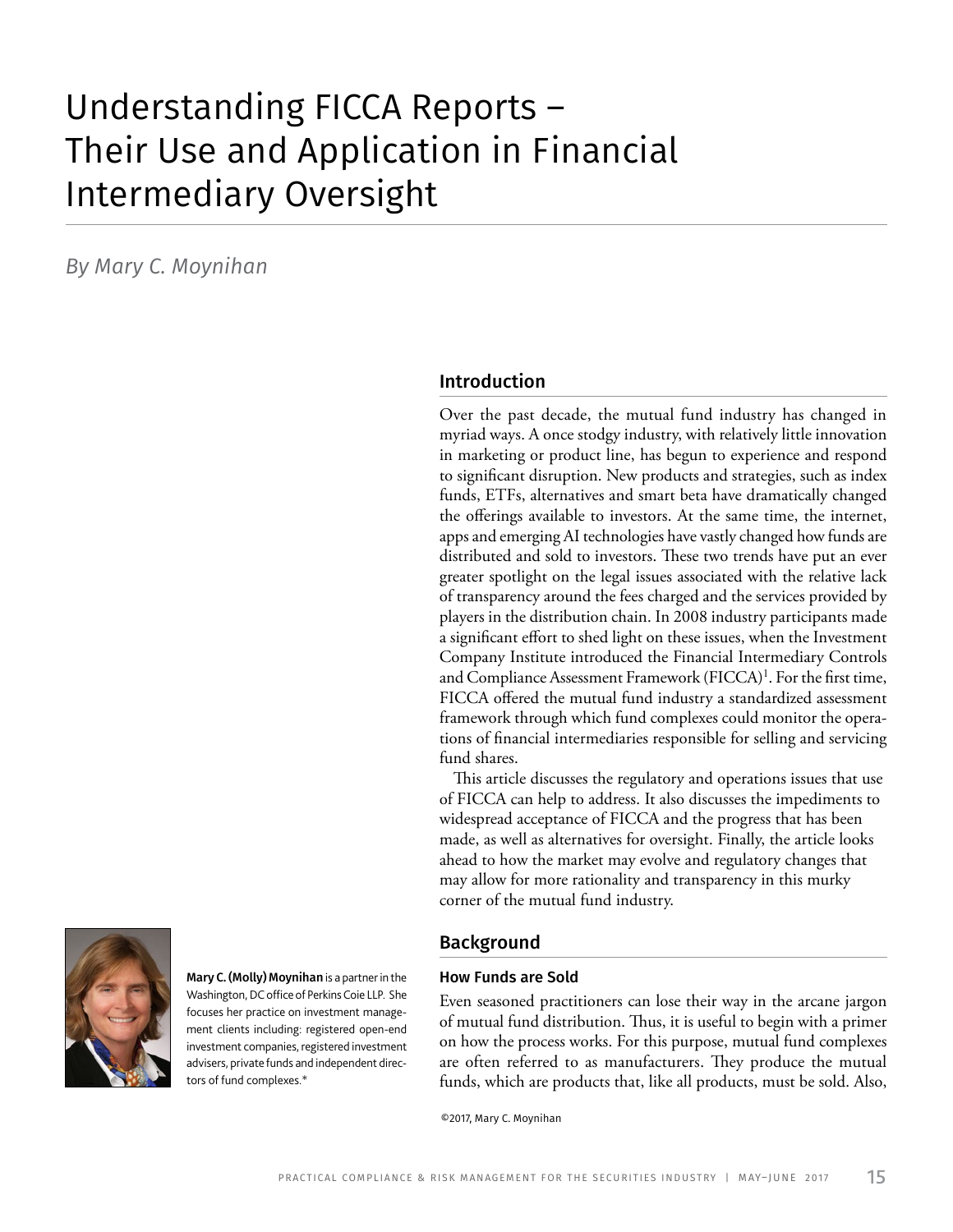# Understanding FICCA Reports – Their Use and Application in Financial Intermediary Oversight

*By Mary C. Moynihan*

**Mary C. (Molly) Moynihan** is a partner in the Washington, DC office of Perkins Coie LLP. She focuses her practice on investment management clients including: registered open-end investment companies, registered investment advisers, private funds and independent directors of fund complexes.*

## Introduction

Over the past decade, the mutual fund industry has changed in myriad ways. A once stodgy industry, with relatively little innovation in marketing or product line, has begun to experience and respond to significant disruption. New products and strategies, such as index funds, ETFs, alternatives and smart beta have dramatically changed the offerings available to investors. At the same time, the internet, apps and emerging AI technologies have vastly changed how funds are distributed and sold to investors. These two trends have put an ever greater spotlight on the legal issues associated with the relative lack of transparency around the fees charged and the services provided by players in the distribution chain. In 2008 industry participants made a significant effort to shed light on these issues, when the Investment Company Institute introduced the Financial Intermediary Controls and Compliance Assessment Framework (FICCA)[1]. For the first time, FICCA offered the mutual fund industry a standardized assessment framework through which fund complexes could monitor the operations of financial intermediaries responsible for selling and servicing fund shares.

This article discusses the regulatory and operations issues that use of FICCA can help to address. It also discusses the impediments to widespread acceptance of FICCA and the progress that has been made, as well as alternatives for oversight. Finally, the article looks ahead to how the market may evolve and regulatory changes that may allow for more rationality and transparency in this murky corner of the mutual fund industry.

## Background

### How Funds are Sold

Even seasoned practitioners can lose their way in the arcane jargon of mutual fund distribution. Thus, it is useful to begin with a primer on how the process works. For this purpose, mutual fund complexes are often referred to as manufacturers. They produce the mutual funds, which are products that, like all products, must be sold. Also,

©2017, Mary C. Moynihan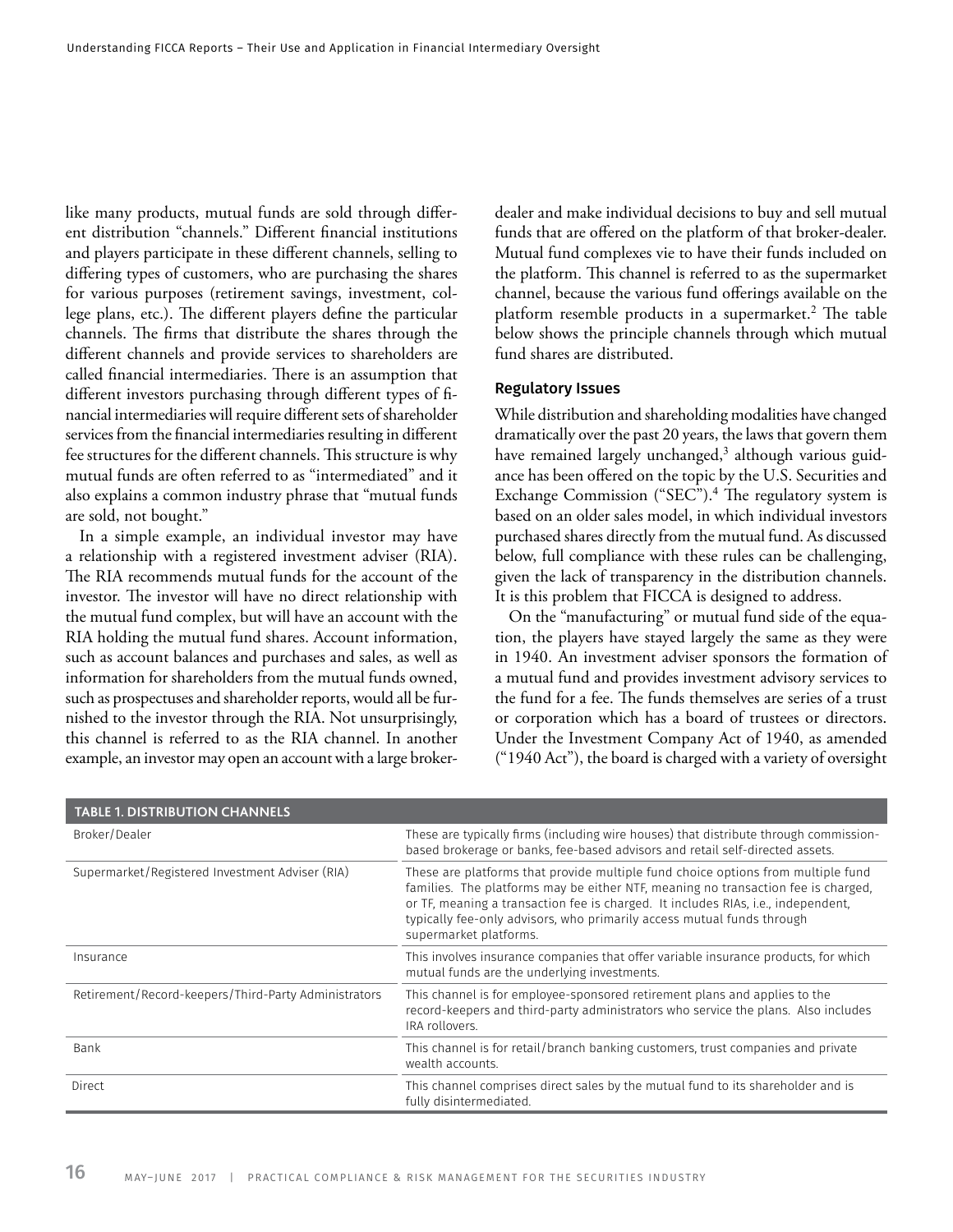like many products, mutual funds are sold through different distribution "channels." Different financial institutions and players participate in these different channels, selling to differing types of customers, who are purchasing the shares for various purposes (retirement savings, investment, college plans, etc.). The different players define the particular channels. The firms that distribute the shares through the different channels and provide services to shareholders are called financial intermediaries. There is an assumption that different investors purchasing through different types of financial intermediaries will require different sets of shareholder services from the financial intermediaries resulting in different fee structures for the different channels. This structure is why mutual funds are often referred to as "intermediated" and it also explains a common industry phrase that "mutual funds are sold, not bought."

In a simple example, an individual investor may have a relationship with a registered investment adviser (RIA). The RIA recommends mutual funds for the account of the investor. The investor will have no direct relationship with the mutual fund complex, but will have an account with the RIA holding the mutual fund shares. Account information, such as account balances and purchases and sales, as well as information for shareholders from the mutual funds owned, such as prospectuses and shareholder reports, would all be furnished to the investor through the RIA. Not unsurprisingly, this channel is referred to as the RIA channel. In another example, an investor may open an account with a large broker-dealer and make individual decisions to buy and sell mutual funds that are offered on the platform of that broker-dealer. Mutual fund complexes vie to have their funds included on the platform. This channel is referred to as the supermarket channel, because the various fund offerings available on the platform resemble products in a supermarket.[2] The table below shows the principle channels through which mutual fund shares are distributed.

### Regulatory Issues

While distribution and shareholding modalities have changed dramatically over the past 20 years, the laws that govern them have remained largely unchanged,[3] although various guidance has been offered on the topic by the U.S. Securities and Exchange Commission ("SEC").[4] The regulatory system is based on an older sales model, in which individual investors purchased shares directly from the mutual fund. As discussed below, full compliance with these rules can be challenging, given the lack of transparency in the distribution channels. It is this problem that FICCA is designed to address.

On the "manufacturing" or mutual fund side of the equation, the players have stayed largely the same as they were in 1940. An investment adviser sponsors the formation of a mutual fund and provides investment advisory services to the fund for a fee. The funds themselves are series of a trust or corporation which has a board of trustees or directors. Under the Investment Company Act of 1940, as amended ("1940 Act"), the board is charged with a variety of oversight

| TABLE 1. DISTRIBUTION CHANNELS | |
|---|---|
| Broker/Dealer | These are typically firms (including wire houses) that distribute through commission-based brokerage or banks, fee-based advisors and retail self-directed assets. |
| Supermarket/Registered Investment Adviser (RIA) | These are platforms that provide multiple fund choice options from multiple fund families. The platforms may be either NTF, meaning no transaction fee is charged, or TF, meaning a transaction fee is charged. It includes RIAs, i.e., independent, typically fee-only advisors, who primarily access mutual funds through supermarket platforms. |
| Insurance | This involves insurance companies that offer variable insurance products, for which mutual funds are the underlying investments. |
| Retirement/Record-keepers/Third-Party Administrators | This channel is for employee-sponsored retirement plans and applies to the record-keepers and third-party administrators who service the plans. Also includes IRA rollovers. |
| Bank | This channel is for retail/branch banking customers, trust companies and private wealth accounts. |
| Direct | This channel comprises direct sales by the mutual fund to its shareholder and is fully disintermediated. |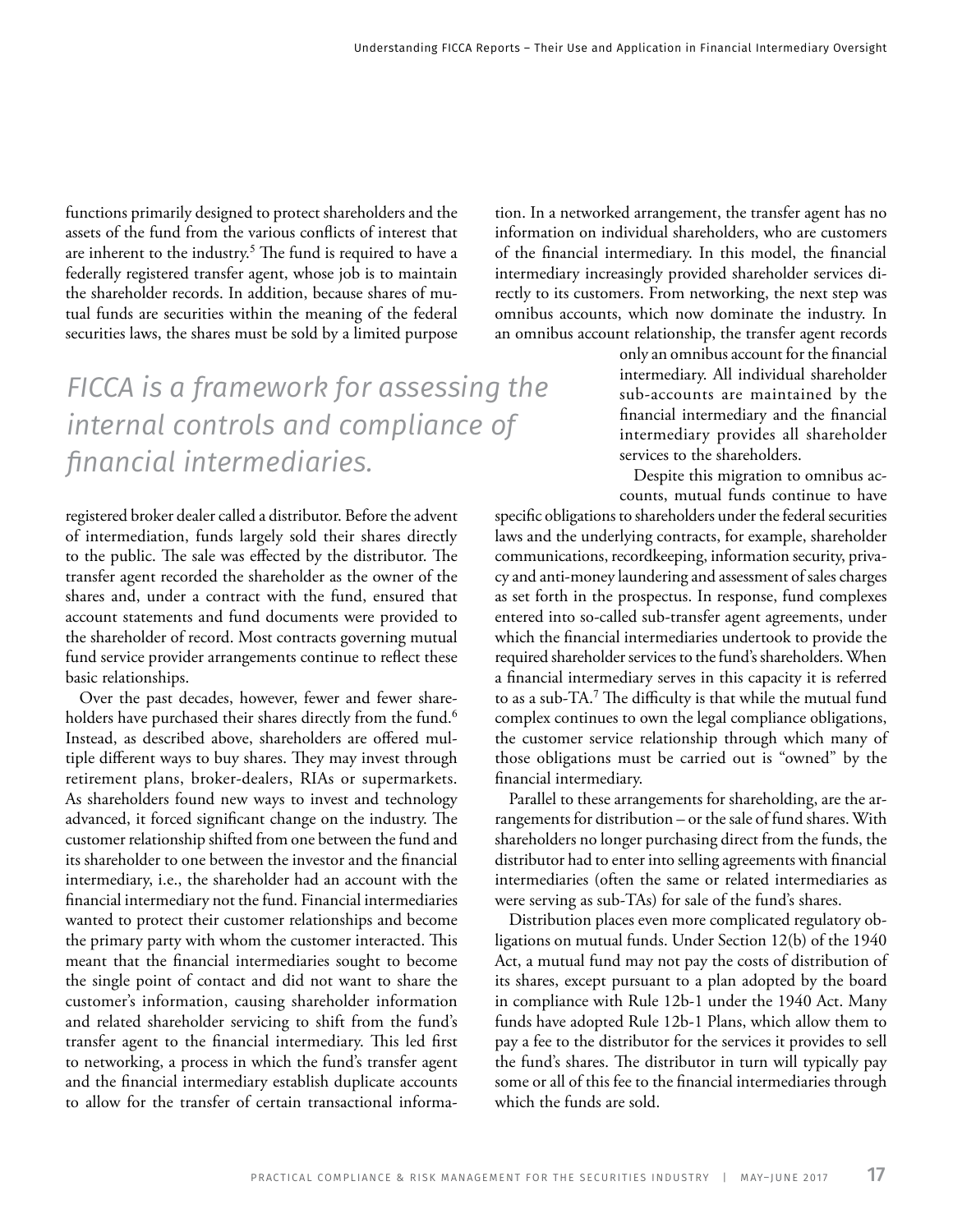functions primarily designed to protect shareholders and the assets of the fund from the various conflicts of interest that are inherent to the industry.[5] The fund is required to have a federally registered transfer agent, whose job is to maintain the shareholder records. In addition, because shares of mutual funds are securities within the meaning of the federal securities laws, the shares must be sold by a limited purpose registered broker dealer called a distributor. Before the advent of intermediation, funds largely sold their shares directly to the public. The sale was effected by the distributor. The transfer agent recorded the shareholder as the owner of the shares and, under a contract with the fund, ensured that account statements and fund documents were provided to the shareholder of record. Most contracts governing mutual fund service provider arrangements continue to reflect these basic relationships.

*FICCA is a framework for assessing the internal controls and compliance of financial intermediaries.*

Over the past decades, however, fewer and fewer shareholders have purchased their shares directly from the fund.[6] Instead, as described above, shareholders are offered multiple different ways to buy shares. They may invest through retirement plans, broker-dealers, RIAs or supermarkets. As shareholders found new ways to invest and technology advanced, it forced significant change on the industry. The customer relationship shifted from one between the fund and its shareholder to one between the investor and the financial intermediary, i.e., the shareholder had an account with the financial intermediary not the fund. Financial intermediaries wanted to protect their customer relationships and become the primary party with whom the customer interacted. This meant that the financial intermediaries sought to become the single point of contact and did not want to share the customer's information, causing shareholder information and related shareholder servicing to shift from the fund's transfer agent to the financial intermediary. This led first to networking, a process in which the fund's transfer agent and the financial intermediary establish duplicate accounts to allow for the transfer of certain transactional information. In a networked arrangement, the transfer agent has no information on individual shareholders, who are customers of the financial intermediary. In this model, the financial intermediary increasingly provided shareholder services directly to its customers. From networking, the next step was omnibus accounts, which now dominate the industry. In an omnibus account relationship, the transfer agent records only an omnibus account for the financial intermediary. All individual shareholder sub-accounts are maintained by the financial intermediary and the financial intermediary provides all shareholder services to the shareholders.

Despite this migration to omnibus accounts, mutual funds continue to have specific obligations to shareholders under the federal securities laws and the underlying contracts, for example, shareholder communications, recordkeeping, information security, privacy and anti-money laundering and assessment of sales charges as set forth in the prospectus. In response, fund complexes entered into so-called sub-transfer agent agreements, under which the financial intermediaries undertook to provide the required shareholder services to the fund's shareholders. When a financial intermediary serves in this capacity it is referred to as a sub-TA.[7] The difficulty is that while the mutual fund complex continues to own the legal compliance obligations, the customer service relationship through which many of those obligations must be carried out is "owned" by the financial intermediary.

Parallel to these arrangements for shareholding, are the arrangements for distribution – or the sale of fund shares. With shareholders no longer purchasing direct from the funds, the distributor had to enter into selling agreements with financial intermediaries (often the same or related intermediaries as were serving as sub-TAs) for sale of the fund's shares.

Distribution places even more complicated regulatory obligations on mutual funds. Under Section 12(b) of the 1940 Act, a mutual fund may not pay the costs of distribution of its shares, except pursuant to a plan adopted by the board in compliance with Rule 12b-1 under the 1940 Act. Many funds have adopted Rule 12b-1 Plans, which allow them to pay a fee to the distributor for the services it provides to sell the fund's shares. The distributor in turn will typically pay some or all of this fee to the financial intermediaries through which the funds are sold.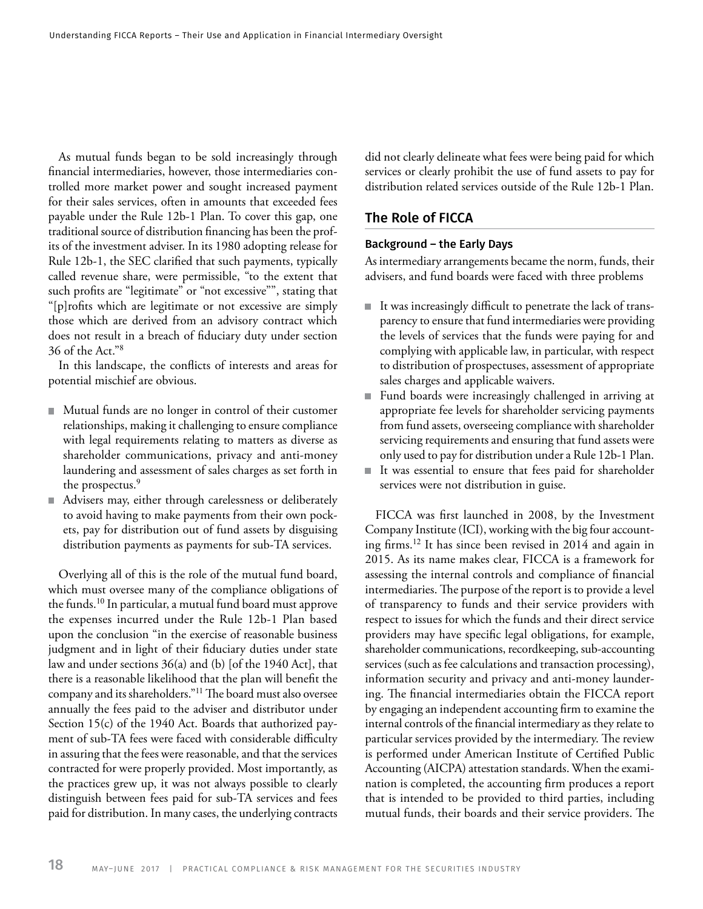As mutual funds began to be sold increasingly through financial intermediaries, however, those intermediaries controlled more market power and sought increased payment for their sales services, often in amounts that exceeded fees payable under the Rule 12b-1 Plan. To cover this gap, one traditional source of distribution financing has been the profits of the investment adviser. In its 1980 adopting release for Rule 12b-1, the SEC clarified that such payments, typically called revenue share, were permissible, "to the extent that such profits are "legitimate" or "not excessive"", stating that "[p]rofits which are legitimate or not excessive are simply those which are derived from an advisory contract which does not result in a breach of fiduciary duty under section 36 of the Act."[8]

In this landscape, the conflicts of interests and areas for potential mischief are obvious.

- Mutual funds are no longer in control of their customer relationships, making it challenging to ensure compliance with legal requirements relating to matters as diverse as shareholder communications, privacy and anti-money laundering and assessment of sales charges as set forth in the prospectus.[9]
- Advisers may, either through carelessness or deliberately to avoid having to make payments from their own pockets, pay for distribution out of fund assets by disguising distribution payments as payments for sub-TA services.

Overlying all of this is the role of the mutual fund board, which must oversee many of the compliance obligations of the funds.[10] In particular, a mutual fund board must approve the expenses incurred under the Rule 12b-1 Plan based upon the conclusion "in the exercise of reasonable business judgment and in light of their fiduciary duties under state law and under sections 36(a) and (b) [of the 1940 Act], that there is a reasonable likelihood that the plan will benefit the company and its shareholders."[11] The board must also oversee annually the fees paid to the adviser and distributor under Section 15(c) of the 1940 Act. Boards that authorized payment of sub-TA fees were faced with considerable difficulty in assuring that the fees were reasonable, and that the services contracted for were properly provided. Most importantly, as the practices grew up, it was not always possible to clearly distinguish between fees paid for sub-TA services and fees paid for distribution. In many cases, the underlying contracts did not clearly delineate what fees were being paid for which services or clearly prohibit the use of fund assets to pay for distribution related services outside of the Rule 12b-1 Plan.

## The Role of FICCA

### Background – the Early Days

As intermediary arrangements became the norm, funds, their advisers, and fund boards were faced with three problems

- It was increasingly difficult to penetrate the lack of transparency to ensure that fund intermediaries were providing the levels of services that the funds were paying for and complying with applicable law, in particular, with respect to distribution of prospectuses, assessment of appropriate sales charges and applicable waivers.
- Fund boards were increasingly challenged in arriving at appropriate fee levels for shareholder servicing payments from fund assets, overseeing compliance with shareholder servicing requirements and ensuring that fund assets were only used to pay for distribution under a Rule 12b-1 Plan.
- It was essential to ensure that fees paid for shareholder services were not distribution in guise.

FICCA was first launched in 2008, by the Investment Company Institute (ICI), working with the big four accounting firms.[12] It has since been revised in 2014 and again in 2015. As its name makes clear, FICCA is a framework for assessing the internal controls and compliance of financial intermediaries. The purpose of the report is to provide a level of transparency to funds and their service providers with respect to issues for which the funds and their direct service providers may have specific legal obligations, for example, shareholder communications, recordkeeping, sub-accounting services (such as fee calculations and transaction processing), information security and privacy and anti-money laundering. The financial intermediaries obtain the FICCA report by engaging an independent accounting firm to examine the internal controls of the financial intermediary as they relate to particular services provided by the intermediary. The review is performed under American Institute of Certified Public Accounting (AICPA) attestation standards. When the examination is completed, the accounting firm produces a report that is intended to be provided to third parties, including mutual funds, their boards and their service providers. The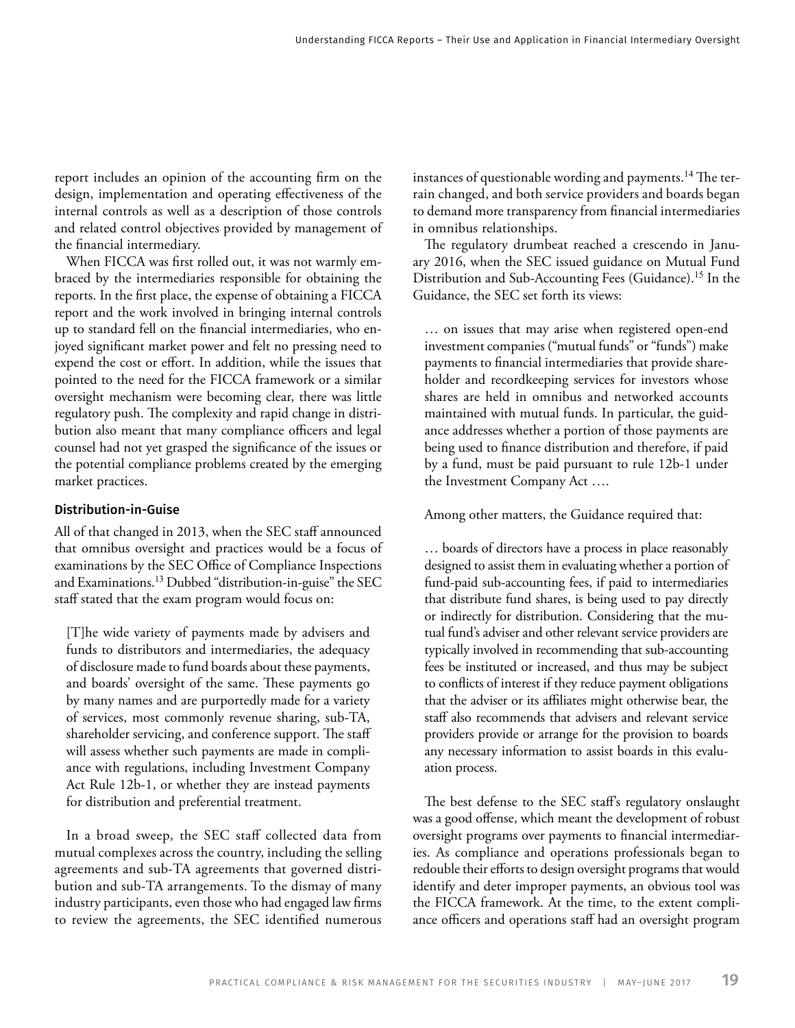report includes an opinion of the accounting firm on the design, implementation and operating effectiveness of the internal controls as well as a description of those controls and related control objectives provided by management of the financial intermediary.

When FICCA was first rolled out, it was not warmly embraced by the intermediaries responsible for obtaining the reports. In the first place, the expense of obtaining a FICCA report and the work involved in bringing internal controls up to standard fell on the financial intermediaries, who enjoyed significant market power and felt no pressing need to expend the cost or effort. In addition, while the issues that pointed to the need for the FICCA framework or a similar oversight mechanism were becoming clear, there was little regulatory push. The complexity and rapid change in distribution also meant that many compliance officers and legal counsel had not yet grasped the significance of the issues or the potential compliance problems created by the emerging market practices.

### Distribution-in-Guise

All of that changed in 2013, when the SEC staff announced that omnibus oversight and practices would be a focus of examinations by the SEC Office of Compliance Inspections and Examinations.[13] Dubbed "distribution-in-guise" the SEC staff stated that the exam program would focus on:

> [T]he wide variety of payments made by advisers and funds to distributors and intermediaries, the adequacy of disclosure made to fund boards about these payments, and boards' oversight of the same. These payments go by many names and are purportedly made for a variety of services, most commonly revenue sharing, sub-TA, shareholder servicing, and conference support. The staff will assess whether such payments are made in compliance with regulations, including Investment Company Act Rule 12b-1, or whether they are instead payments for distribution and preferential treatment.

In a broad sweep, the SEC staff collected data from mutual complexes across the country, including the selling agreements and sub-TA agreements that governed distribution and sub-TA arrangements. To the dismay of many industry participants, even those who had engaged law firms to review the agreements, the SEC identified numerous instances of questionable wording and payments.[14] The terrain changed, and both service providers and boards began to demand more transparency from financial intermediaries in omnibus relationships.

The regulatory drumbeat reached a crescendo in January 2016, when the SEC issued guidance on Mutual Fund Distribution and Sub-Accounting Fees (Guidance).[15] In the Guidance, the SEC set forth its views:

> … on issues that may arise when registered open-end investment companies ("mutual funds" or "funds") make payments to financial intermediaries that provide shareholder and recordkeeping services for investors whose shares are held in omnibus and networked accounts maintained with mutual funds. In particular, the guidance addresses whether a portion of those payments are being used to finance distribution and therefore, if paid by a fund, must be paid pursuant to rule 12b-1 under the Investment Company Act ….

Among other matters, the Guidance required that:

> … boards of directors have a process in place reasonably designed to assist them in evaluating whether a portion of fund-paid sub-accounting fees, if paid to intermediaries that distribute fund shares, is being used to pay directly or indirectly for distribution. Considering that the mutual fund's adviser and other relevant service providers are typically involved in recommending that sub-accounting fees be instituted or increased, and thus may be subject to conflicts of interest if they reduce payment obligations that the adviser or its affiliates might otherwise bear, the staff also recommends that advisers and relevant service providers provide or arrange for the provision to boards any necessary information to assist boards in this evaluation process.

The best defense to the SEC staff's regulatory onslaught was a good offense, which meant the development of robust oversight programs over payments to financial intermediaries. As compliance and operations professionals began to redouble their efforts to design oversight programs that would identify and deter improper payments, an obvious tool was the FICCA framework. At the time, to the extent compliance officers and operations staff had an oversight program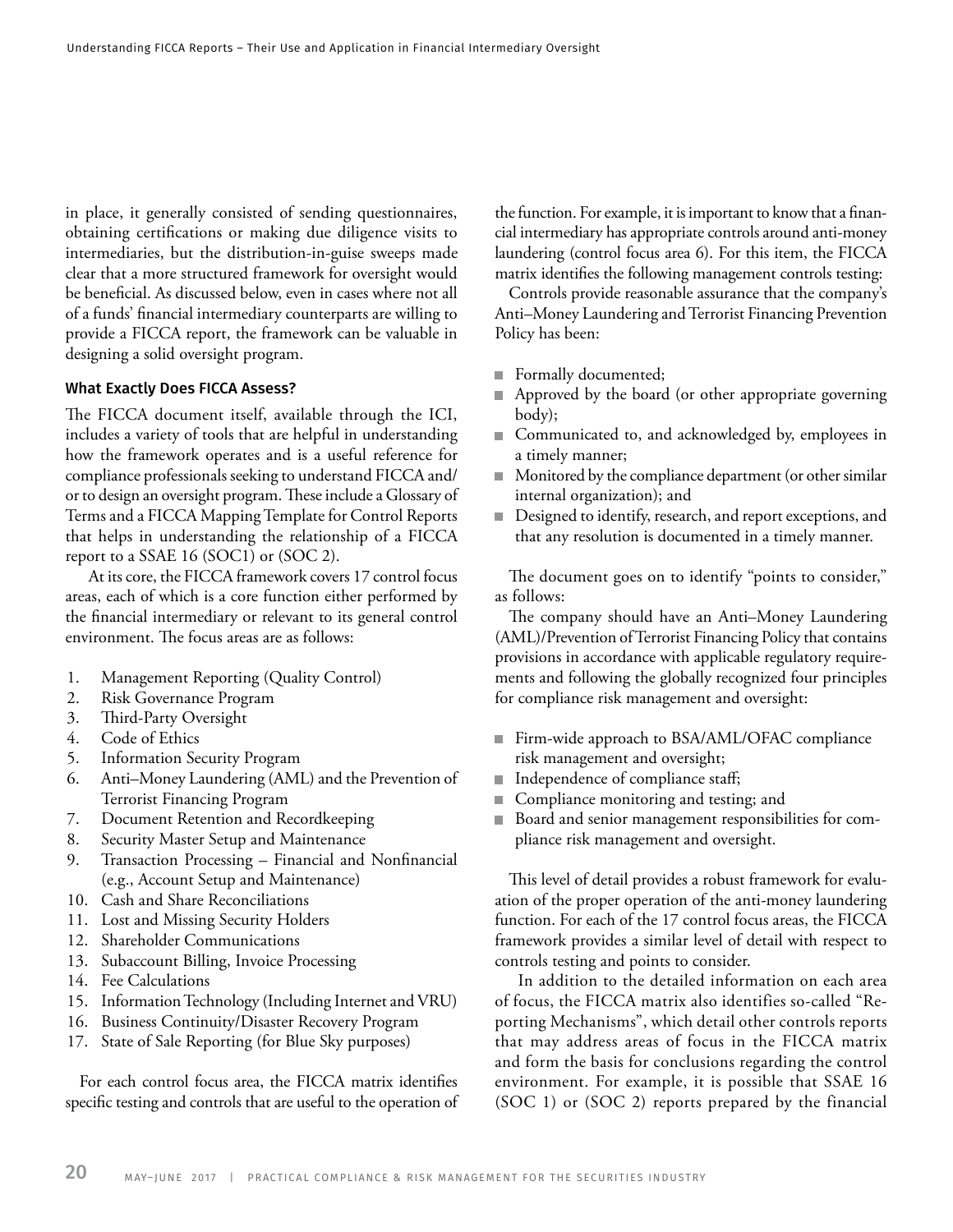in place, it generally consisted of sending questionnaires, obtaining certifications or making due diligence visits to intermediaries, but the distribution-in-guise sweeps made clear that a more structured framework for oversight would be beneficial. As discussed below, even in cases where not all of a funds' financial intermediary counterparts are willing to provide a FICCA report, the framework can be valuable in designing a solid oversight program.

### What Exactly Does FICCA Assess?

The FICCA document itself, available through the ICI, includes a variety of tools that are helpful in understanding how the framework operates and is a useful reference for compliance professionals seeking to understand FICCA and/or to design an oversight program. These include a Glossary of Terms and a FICCA Mapping Template for Control Reports that helps in understanding the relationship of a FICCA report to a SSAE 16 (SOC1) or (SOC 2).

At its core, the FICCA framework covers 17 control focus areas, each of which is a core function either performed by the financial intermediary or relevant to its general control environment. The focus areas are as follows:

1. Management Reporting (Quality Control)
2. Risk Governance Program
3. Third-Party Oversight
4. Code of Ethics
5. Information Security Program
6. Anti–Money Laundering (AML) and the Prevention of Terrorist Financing Program
7. Document Retention and Recordkeeping
8. Security Master Setup and Maintenance
9. Transaction Processing – Financial and Nonfinancial (e.g., Account Setup and Maintenance)
10. Cash and Share Reconciliations
11. Lost and Missing Security Holders
12. Shareholder Communications
13. Subaccount Billing, Invoice Processing
14. Fee Calculations
15. Information Technology (Including Internet and VRU)
16. Business Continuity/Disaster Recovery Program
17. State of Sale Reporting (for Blue Sky purposes)

For each control focus area, the FICCA matrix identifies specific testing and controls that are useful to the operation of the function. For example, it is important to know that a financial intermediary has appropriate controls around anti-money laundering (control focus area 6). For this item, the FICCA matrix identifies the following management controls testing:

Controls provide reasonable assurance that the company's Anti–Money Laundering and Terrorist Financing Prevention Policy has been:

- Formally documented;
- Approved by the board (or other appropriate governing body);
- Communicated to, and acknowledged by, employees in a timely manner;
- Monitored by the compliance department (or other similar internal organization); and
- Designed to identify, research, and report exceptions, and that any resolution is documented in a timely manner.

The document goes on to identify "points to consider," as follows:

The company should have an Anti–Money Laundering (AML)/Prevention of Terrorist Financing Policy that contains provisions in accordance with applicable regulatory requirements and following the globally recognized four principles for compliance risk management and oversight:

- Firm-wide approach to BSA/AML/OFAC compliance risk management and oversight;
- Independence of compliance staff;
- Compliance monitoring and testing; and
- Board and senior management responsibilities for compliance risk management and oversight.

This level of detail provides a robust framework for evaluation of the proper operation of the anti-money laundering function. For each of the 17 control focus areas, the FICCA framework provides a similar level of detail with respect to controls testing and points to consider.

In addition to the detailed information on each area of focus, the FICCA matrix also identifies so-called "Reporting Mechanisms", which detail other controls reports that may address areas of focus in the FICCA matrix and form the basis for conclusions regarding the control environment. For example, it is possible that SSAE 16 (SOC 1) or (SOC 2) reports prepared by the financial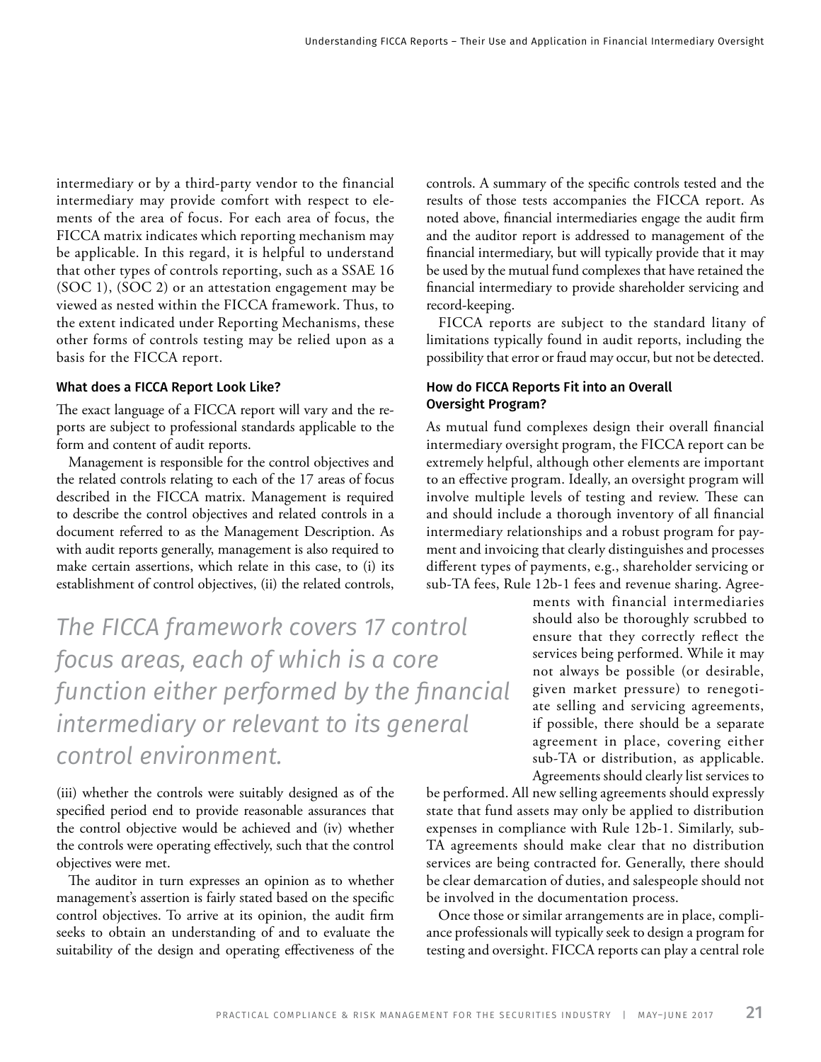intermediary or by a third-party vendor to the financial intermediary may provide comfort with respect to elements of the area of focus. For each area of focus, the FICCA matrix indicates which reporting mechanism may be applicable. In this regard, it is helpful to understand that other types of controls reporting, such as a SSAE 16 (SOC 1), (SOC 2) or an attestation engagement may be viewed as nested within the FICCA framework. Thus, to the extent indicated under Reporting Mechanisms, these other forms of controls testing may be relied upon as a basis for the FICCA report.

### What does a FICCA Report Look Like?

The exact language of a FICCA report will vary and the reports are subject to professional standards applicable to the form and content of audit reports.

Management is responsible for the control objectives and the related controls relating to each of the 17 areas of focus described in the FICCA matrix. Management is required to describe the control objectives and related controls in a document referred to as the Management Description. As with audit reports generally, management is also required to make certain assertions, which relate in this case, to (i) its establishment of control objectives, (ii) the related controls, (iii) whether the controls were suitably designed as of the specified period end to provide reasonable assurances that the control objective would be achieved and (iv) whether the controls were operating effectively, such that the control objectives were met.

*The FICCA framework covers 17 control focus areas, each of which is a core function either performed by the financial intermediary or relevant to its general control environment.*

The auditor in turn expresses an opinion as to whether management's assertion is fairly stated based on the specific control objectives. To arrive at its opinion, the audit firm seeks to obtain an understanding of and to evaluate the suitability of the design and operating effectiveness of the controls. A summary of the specific controls tested and the results of those tests accompanies the FICCA report. As noted above, financial intermediaries engage the audit firm and the auditor report is addressed to management of the financial intermediary, but will typically provide that it may be used by the mutual fund complexes that have retained the financial intermediary to provide shareholder servicing and record-keeping.

FICCA reports are subject to the standard litany of limitations typically found in audit reports, including the possibility that error or fraud may occur, but not be detected.

### How do FICCA Reports Fit into an Overall Oversight Program?

As mutual fund complexes design their overall financial intermediary oversight program, the FICCA report can be extremely helpful, although other elements are important to an effective program. Ideally, an oversight program will involve multiple levels of testing and review. These can and should include a thorough inventory of all financial intermediary relationships and a robust program for payment and invoicing that clearly distinguishes and processes different types of payments, e.g., shareholder servicing or sub-TA fees, Rule 12b-1 fees and revenue sharing. Agreements with financial intermediaries should also be thoroughly scrubbed to ensure that they correctly reflect the services being performed. While it may not always be possible (or desirable, given market pressure) to renegotiate selling and servicing agreements, if possible, there should be a separate agreement in place, covering either sub-TA or distribution, as applicable. Agreements should clearly list services to be performed. All new selling agreements should expressly state that fund assets may only be applied to distribution expenses in compliance with Rule 12b-1. Similarly, sub-TA agreements should make clear that no distribution services are being contracted for. Generally, there should be clear demarcation of duties, and salespeople should not be involved in the documentation process.

Once those or similar arrangements are in place, compliance professionals will typically seek to design a program for testing and oversight. FICCA reports can play a central role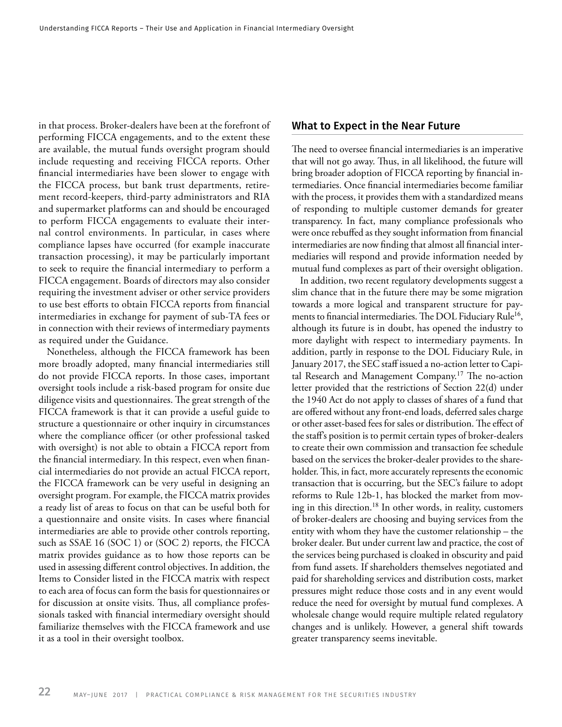in that process. Broker-dealers have been at the forefront of performing FICCA engagements, and to the extent these are available, the mutual funds oversight program should include requesting and receiving FICCA reports. Other financial intermediaries have been slower to engage with the FICCA process, but bank trust departments, retirement record-keepers, third-party administrators and RIA and supermarket platforms can and should be encouraged to perform FICCA engagements to evaluate their internal control environments. In particular, in cases where compliance lapses have occurred (for example inaccurate transaction processing), it may be particularly important to seek to require the financial intermediary to perform a FICCA engagement. Boards of directors may also consider requiring the investment adviser or other service providers to use best efforts to obtain FICCA reports from financial intermediaries in exchange for payment of sub-TA fees or in connection with their reviews of intermediary payments as required under the Guidance.

Nonetheless, although the FICCA framework has been more broadly adopted, many financial intermediaries still do not provide FICCA reports. In those cases, important oversight tools include a risk-based program for onsite due diligence visits and questionnaires. The great strength of the FICCA framework is that it can provide a useful guide to structure a questionnaire or other inquiry in circumstances where the compliance officer (or other professional tasked with oversight) is not able to obtain a FICCA report from the financial intermediary. In this respect, even when financial intermediaries do not provide an actual FICCA report, the FICCA framework can be very useful in designing an oversight program. For example, the FICCA matrix provides a ready list of areas to focus on that can be useful both for a questionnaire and onsite visits. In cases where financial intermediaries are able to provide other controls reporting, such as SSAE 16 (SOC 1) or (SOC 2) reports, the FICCA matrix provides guidance as to how those reports can be used in assessing different control objectives. In addition, the Items to Consider listed in the FICCA matrix with respect to each area of focus can form the basis for questionnaires or for discussion at onsite visits. Thus, all compliance professionals tasked with financial intermediary oversight should familiarize themselves with the FICCA framework and use it as a tool in their oversight toolbox.

## What to Expect in the Near Future

The need to oversee financial intermediaries is an imperative that will not go away. Thus, in all likelihood, the future will bring broader adoption of FICCA reporting by financial intermediaries. Once financial intermediaries become familiar with the process, it provides them with a standardized means of responding to multiple customer demands for greater transparency. In fact, many compliance professionals who were once rebuffed as they sought information from financial intermediaries are now finding that almost all financial intermediaries will respond and provide information needed by mutual fund complexes as part of their oversight obligation.

In addition, two recent regulatory developments suggest a slim chance that in the future there may be some migration towards a more logical and transparent structure for payments to financial intermediaries. The DOL Fiduciary Rule[16], although its future is in doubt, has opened the industry to more daylight with respect to intermediary payments. In addition, partly in response to the DOL Fiduciary Rule, in January 2017, the SEC staff issued a no-action letter to Capital Research and Management Company.[17] The no-action letter provided that the restrictions of Section 22(d) under the 1940 Act do not apply to classes of shares of a fund that are offered without any front-end loads, deferred sales charge or other asset-based fees for sales or distribution. The effect of the staff's position is to permit certain types of broker-dealers to create their own commission and transaction fee schedule based on the services the broker-dealer provides to the shareholder. This, in fact, more accurately represents the economic transaction that is occurring, but the SEC's failure to adopt reforms to Rule 12b-1, has blocked the market from moving in this direction.[18] In other words, in reality, customers of broker-dealers are choosing and buying services from the entity with whom they have the customer relationship – the broker dealer. But under current law and practice, the cost of the services being purchased is cloaked in obscurity and paid from fund assets. If shareholders themselves negotiated and paid for shareholding services and distribution costs, market pressures might reduce those costs and in any event would reduce the need for oversight by mutual fund complexes. A wholesale change would require multiple related regulatory changes and is unlikely. However, a general shift towards greater transparency seems inevitable.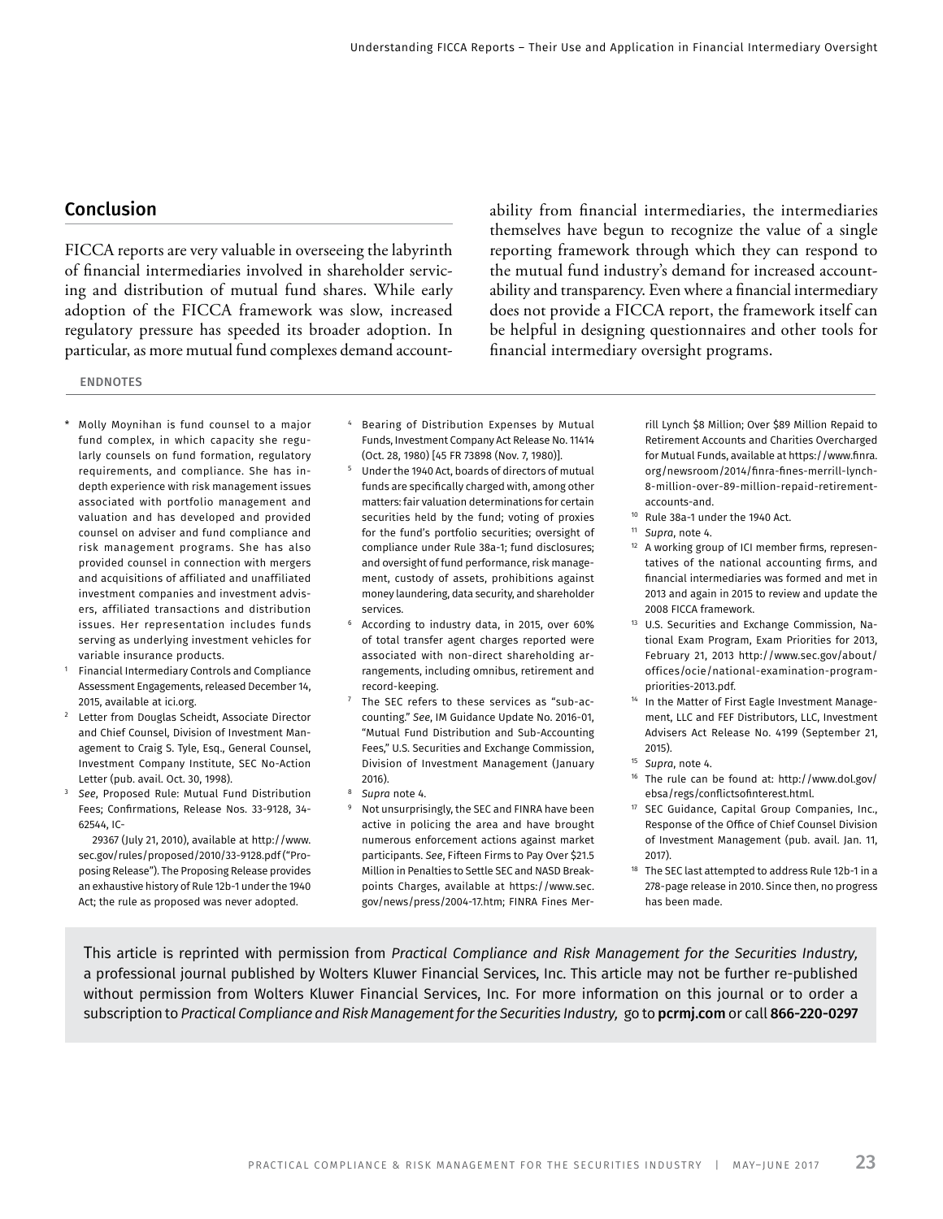## Conclusion

FICCA reports are very valuable in overseeing the labyrinth of financial intermediaries involved in shareholder servicing and distribution of mutual fund shares. While early adoption of the FICCA framework was slow, increased regulatory pressure has speeded its broader adoption. In particular, as more mutual fund complexes demand accountability from financial intermediaries, the intermediaries themselves have begun to recognize the value of a single reporting framework through which they can respond to the mutual fund industry's demand for increased accountability and transparency. Even where a financial intermediary does not provide a FICCA report, the framework itself can be helpful in designing questionnaires and other tools for financial intermediary oversight programs.

ENDNOTES

\* Molly Moynihan is fund counsel to a major fund complex, in which capacity she regularly counsels on fund formation, regulatory requirements, and compliance. She has in-depth experience with risk management issues associated with portfolio management and valuation and has developed and provided counsel on adviser and fund compliance and risk management programs. She has also provided counsel in connection with mergers and acquisitions of affiliated and unaffiliated investment companies and investment advisers, affiliated transactions and distribution issues. Her representation includes funds serving as underlying investment vehicles for variable insurance products.

[1] Financial Intermediary Controls and Compliance Assessment Engagements, released December 14, 2015, available at ici.org.

[2] Letter from Douglas Scheidt, Associate Director and Chief Counsel, Division of Investment Management to Craig S. Tyle, Esq., General Counsel, Investment Company Institute, SEC No-Action Letter (pub. avail. Oct. 30, 1998).

[3] *See*, Proposed Rule: Mutual Fund Distribution Fees; Confirmations, Release Nos. 33-9128, 34-62544, IC-29367 (July 21, 2010), available at http://www.sec.gov/rules/proposed/2010/33-9128.pdf ("Proposing Release"). The Proposing Release provides an exhaustive history of Rule 12b-1 under the 1940 Act; the rule as proposed was never adopted.

[4] Bearing of Distribution Expenses by Mutual Funds, Investment Company Act Release No. 11414 (Oct. 28, 1980) [45 FR 73898 (Nov. 7, 1980)].

[5] Under the 1940 Act, boards of directors of mutual funds are specifically charged with, among other matters: fair valuation determinations for certain securities held by the fund; voting of proxies for the fund's portfolio securities; oversight of compliance under Rule 38a-1; fund disclosures; and oversight of fund performance, risk management, custody of assets, prohibitions against money laundering, data security, and shareholder services.

[6] According to industry data, in 2015, over 60% of total transfer agent charges reported were associated with non-direct shareholding arrangements, including omnibus, retirement and record-keeping.

[7] The SEC refers to these services as "sub-accounting." *See*, IM Guidance Update No. 2016-01, "Mutual Fund Distribution and Sub-Accounting Fees," U.S. Securities and Exchange Commission, Division of Investment Management (January 2016).

[8] *Supra* note 4.

[9] Not unsurprisingly, the SEC and FINRA have been active in policing the area and have brought numerous enforcement actions against market participants. *See*, Fifteen Firms to Pay Over $21.5 Million in Penalties to Settle SEC and NASD Breakpoints Charges, available at https://www.sec.gov/news/press/2004-17.htm; FINRA Fines Merrill Lynch $8 Million; Over $89 Million Repaid to Retirement Accounts and Charities Overcharged for Mutual Funds, available at https://www.finra.org/newsroom/2014/finra-fines-merrill-lynch-8-million-over-89-million-repaid-retirement-accounts-and.

[10] Rule 38a-1 under the 1940 Act.

[11] *Supra*, note 4.

[12] A working group of ICI member firms, representatives of the national accounting firms, and financial intermediaries was formed and met in 2013 and again in 2015 to review and update the 2008 FICCA framework.

[13] U.S. Securities and Exchange Commission, National Exam Program, Exam Priorities for 2013, February 21, 2013 http://www.sec.gov/about/offices/ocie/national-examination-program-priorities-2013.pdf.

[14] In the Matter of First Eagle Investment Management, LLC and FEF Distributors, LLC, Investment Advisers Act Release No. 4199 (September 21, 2015).

[15] *Supra*, note 4.

[16] The rule can be found at: http://www.dol.gov/ebsa/regs/conflictsofinterest.html.

[17] SEC Guidance, Capital Group Companies, Inc., Response of the Office of Chief Counsel Division of Investment Management (pub. avail. Jan. 11, 2017).

[18] The SEC last attempted to address Rule 12b-1 in a 278-page release in 2010. Since then, no progress has been made.

This article is reprinted with permission from *Practical Compliance and Risk Management for the Securities Industry,* a professional journal published by Wolters Kluwer Financial Services, Inc. This article may not be further re-published without permission from Wolters Kluwer Financial Services, Inc. For more information on this journal or to order a subscription to *Practical Compliance and Risk Management for the Securities Industry,* go to **pcrmj.com** or call **866-220-0297**